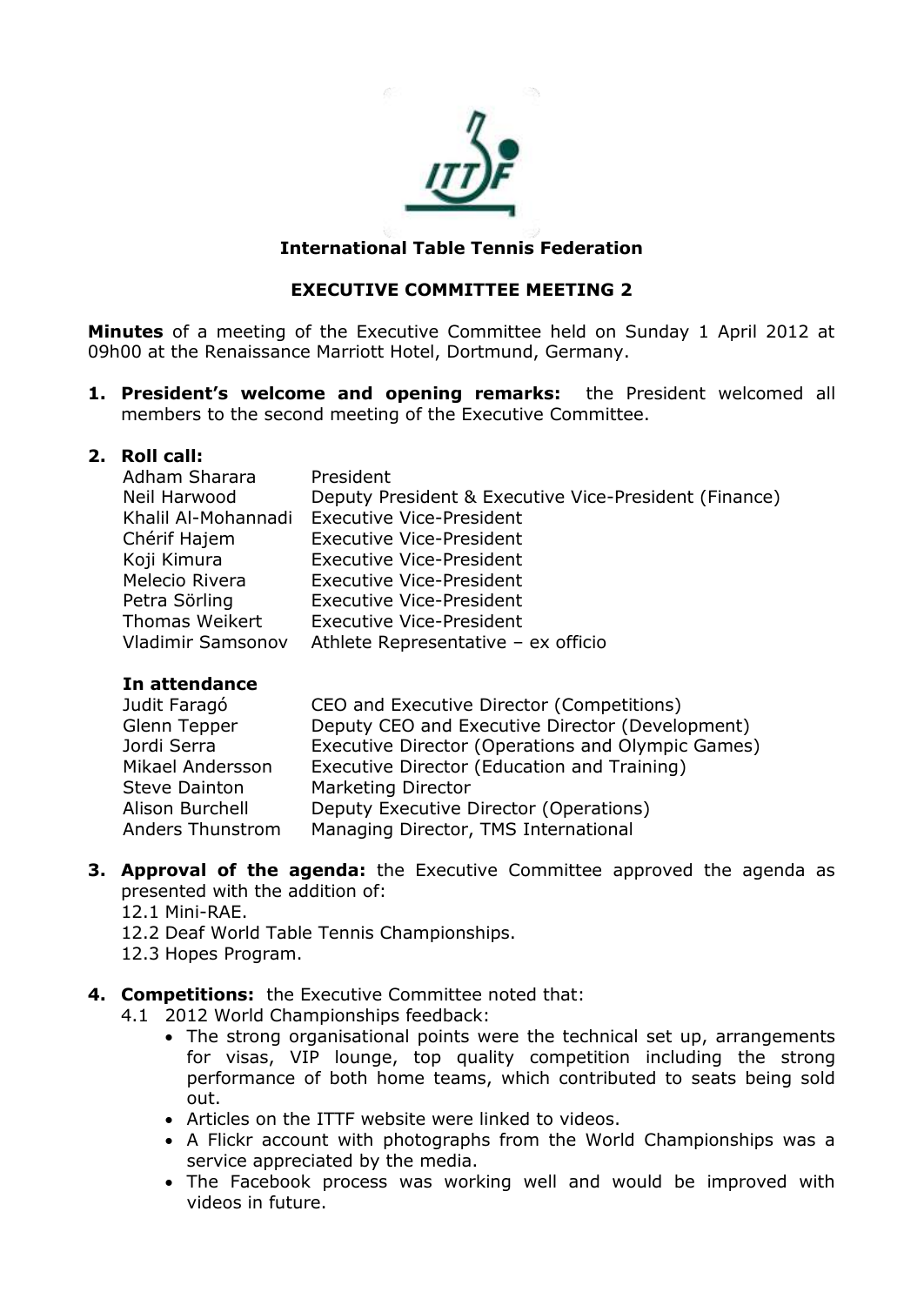**International Table Tennis Federation**

**EXECUTIVE COMMITTEE MEETING 2**

**Minutes** of a meeting of the Executive Committee held on Sunday 1 April 2012 at 09h00 at the Renaissance Marriott Hotel, Dortmund, Germany.

1. **President's welcome and opening remarks:** the President welcomed all members to the second meeting of the Executive Committee.

2. **Roll call:**

| | |
|---|---|
| Adham Sharara | President |
| Neil Harwood | Deputy President & Executive Vice-President (Finance) |
| Khalil Al-Mohannadi | Executive Vice-President |
| Chérif Hajem | Executive Vice-President |
| Koji Kimura | Executive Vice-President |
| Melecio Rivera | Executive Vice-President |
| Petra Sörling | Executive Vice-President |
| Thomas Weikert | Executive Vice-President |
| Vladimir Samsonov | Athlete Representative – ex officio |

**In attendance**

| | |
|---|---|
| Judit Faragó | CEO and Executive Director (Competitions) |
| Glenn Tepper | Deputy CEO and Executive Director (Development) |
| Jordi Serra | Executive Director (Operations and Olympic Games) |
| Mikael Andersson | Executive Director (Education and Training) |
| Steve Dainton | Marketing Director |
| Alison Burchell | Deputy Executive Director (Operations) |
| Anders Thunstrom | Managing Director, TMS International |

3. **Approval of the agenda:** the Executive Committee approved the agenda as presented with the addition of:
   12.1 Mini-RAE.
   12.2 Deaf World Table Tennis Championships.
   12.3 Hopes Program.

4. **Competitions:** the Executive Committee noted that:
   4.1 2012 World Championships feedback:
   - The strong organisational points were the technical set up, arrangements for visas, VIP lounge, top quality competition including the strong performance of both home teams, which contributed to seats being sold out.
   - Articles on the ITTF website were linked to videos.
   - A Flickr account with photographs from the World Championships was a service appreciated by the media.
   - The Facebook process was working well and would be improved with videos in future.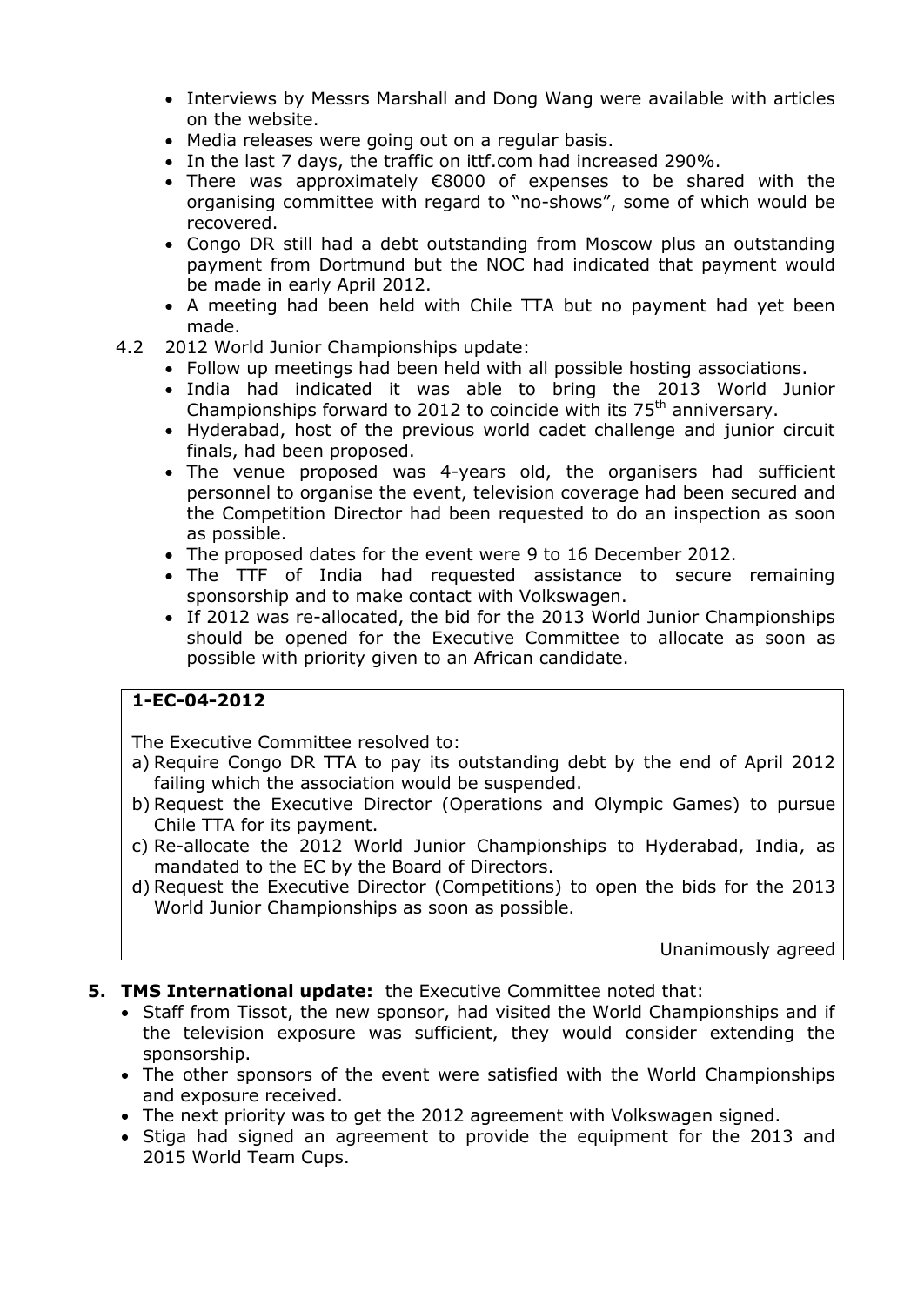- Interviews by Messrs Marshall and Dong Wang were available with articles on the website.
- Media releases were going out on a regular basis.
- In the last 7 days, the traffic on ittf.com had increased 290%.
- There was approximately €8000 of expenses to be shared with the organising committee with regard to "no-shows", some of which would be recovered.
- Congo DR still had a debt outstanding from Moscow plus an outstanding payment from Dortmund but the NOC had indicated that payment would be made in early April 2012.
- A meeting had been held with Chile TTA but no payment had yet been made.

4.2 2012 World Junior Championships update:

- Follow up meetings had been held with all possible hosting associations.
- India had indicated it was able to bring the 2013 World Junior Championships forward to 2012 to coincide with its 75th anniversary.
- Hyderabad, host of the previous world cadet challenge and junior circuit finals, had been proposed.
- The venue proposed was 4-years old, the organisers had sufficient personnel to organise the event, television coverage had been secured and the Competition Director had been requested to do an inspection as soon as possible.
- The proposed dates for the event were 9 to 16 December 2012.
- The TTF of India had requested assistance to secure remaining sponsorship and to make contact with Volkswagen.
- If 2012 was re-allocated, the bid for the 2013 World Junior Championships should be opened for the Executive Committee to allocate as soon as possible with priority given to an African candidate.

**1-EC-04-2012**

The Executive Committee resolved to:

a) Require Congo DR TTA to pay its outstanding debt by the end of April 2012 failing which the association would be suspended.
b) Request the Executive Director (Operations and Olympic Games) to pursue Chile TTA for its payment.
c) Re-allocate the 2012 World Junior Championships to Hyderabad, India, as mandated to the EC by the Board of Directors.
d) Request the Executive Director (Competitions) to open the bids for the 2013 World Junior Championships as soon as possible.

Unanimously agreed

**5. TMS International update:** the Executive Committee noted that:

- Staff from Tissot, the new sponsor, had visited the World Championships and if the television exposure was sufficient, they would consider extending the sponsorship.
- The other sponsors of the event were satisfied with the World Championships and exposure received.
- The next priority was to get the 2012 agreement with Volkswagen signed.
- Stiga had signed an agreement to provide the equipment for the 2013 and 2015 World Team Cups.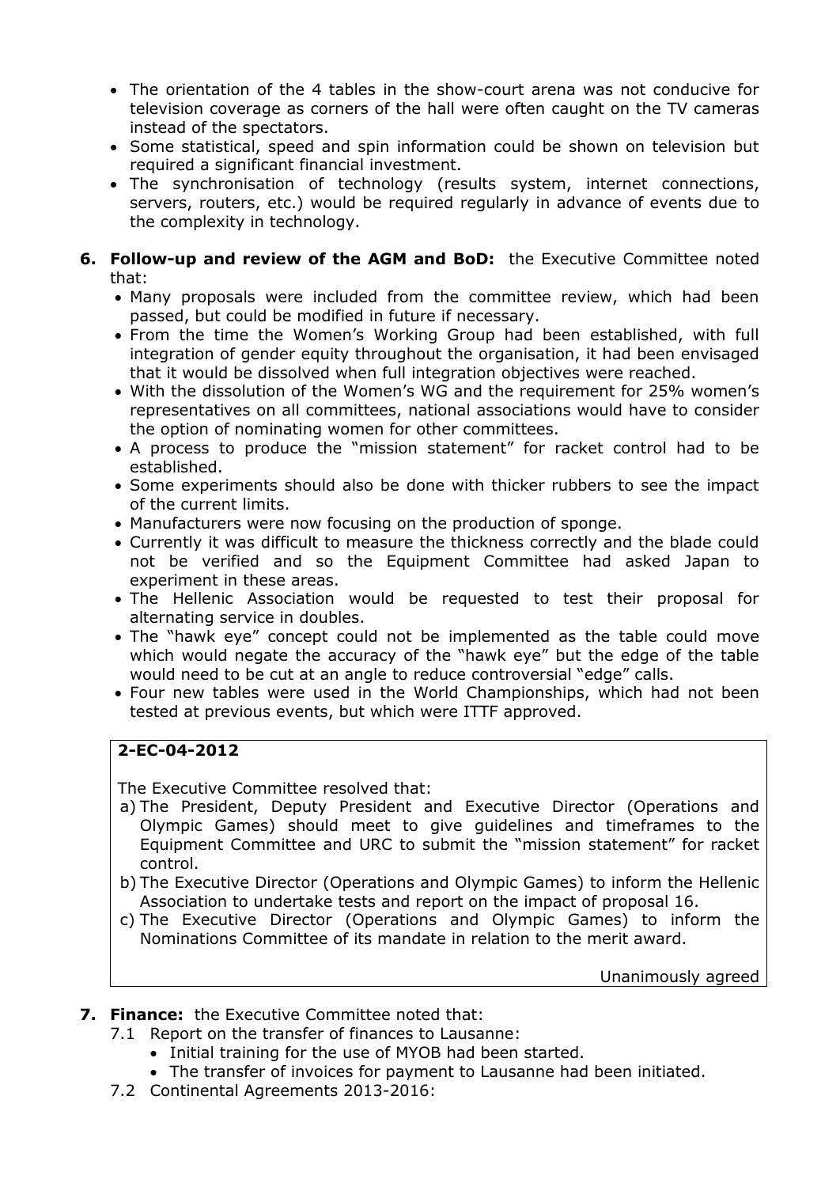- The orientation of the 4 tables in the show-court arena was not conducive for television coverage as corners of the hall were often caught on the TV cameras instead of the spectators.
- Some statistical, speed and spin information could be shown on television but required a significant financial investment.
- The synchronisation of technology (results system, internet connections, servers, routers, etc.) would be required regularly in advance of events due to the complexity in technology.

6. **Follow-up and review of the AGM and BoD:** the Executive Committee noted that:
   - Many proposals were included from the committee review, which had been passed, but could be modified in future if necessary.
   - From the time the Women's Working Group had been established, with full integration of gender equity throughout the organisation, it had been envisaged that it would be dissolved when full integration objectives were reached.
   - With the dissolution of the Women's WG and the requirement for 25% women's representatives on all committees, national associations would have to consider the option of nominating women for other committees.
   - A process to produce the "mission statement" for racket control had to be established.
   - Some experiments should also be done with thicker rubbers to see the impact of the current limits.
   - Manufacturers were now focusing on the production of sponge.
   - Currently it was difficult to measure the thickness correctly and the blade could not be verified and so the Equipment Committee had asked Japan to experiment in these areas.
   - The Hellenic Association would be requested to test their proposal for alternating service in doubles.
   - The "hawk eye" concept could not be implemented as the table could move which would negate the accuracy of the "hawk eye" but the edge of the table would need to be cut at an angle to reduce controversial "edge" calls.
   - Four new tables were used in the World Championships, which had not been tested at previous events, but which were ITTF approved.

**2-EC-04-2012**

The Executive Committee resolved that:

a) The President, Deputy President and Executive Director (Operations and Olympic Games) should meet to give guidelines and timeframes to the Equipment Committee and URC to submit the "mission statement" for racket control.
b) The Executive Director (Operations and Olympic Games) to inform the Hellenic Association to undertake tests and report on the impact of proposal 16.
c) The Executive Director (Operations and Olympic Games) to inform the Nominations Committee of its mandate in relation to the merit award.

Unanimously agreed

7. **Finance:** the Executive Committee noted that:
   - 7.1 Report on the transfer of finances to Lausanne:
     - Initial training for the use of MYOB had been started.
     - The transfer of invoices for payment to Lausanne had been initiated.
   - 7.2 Continental Agreements 2013-2016: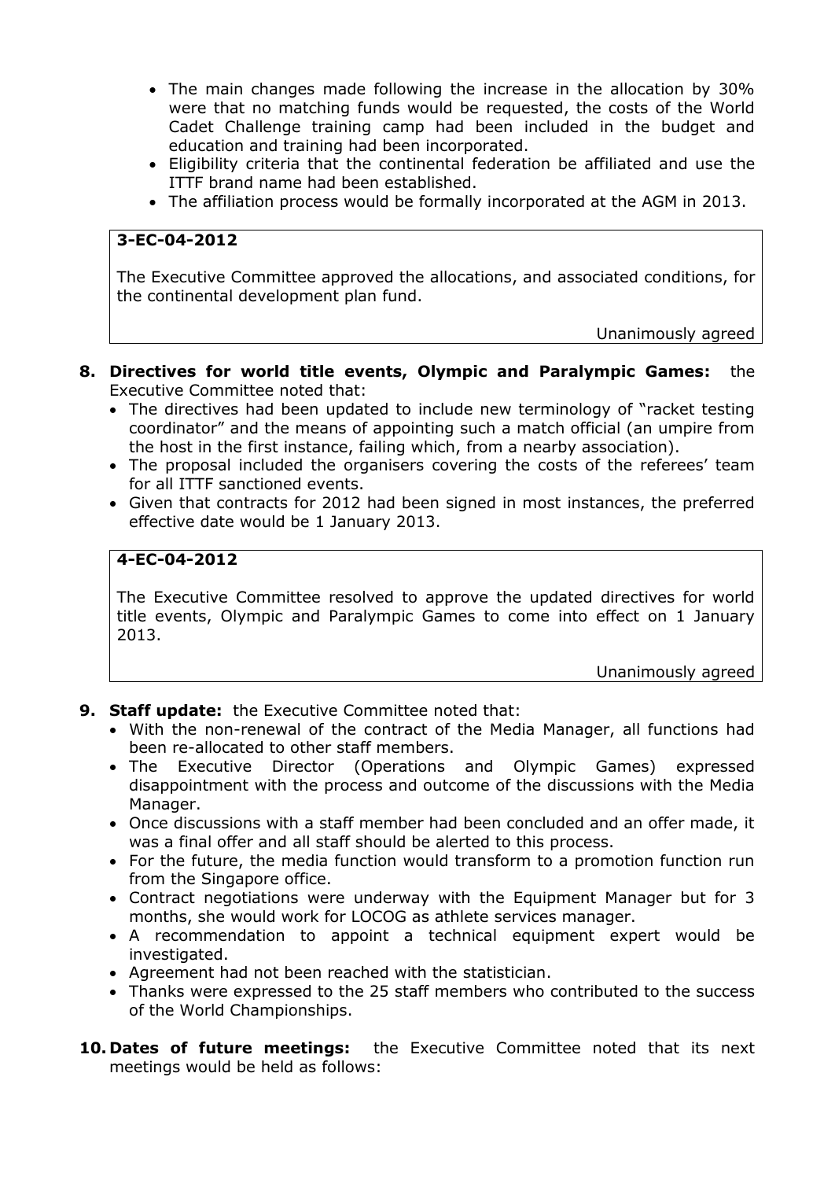- The main changes made following the increase in the allocation by 30% were that no matching funds would be requested, the costs of the World Cadet Challenge training camp had been included in the budget and education and training had been incorporated.
- Eligibility criteria that the continental federation be affiliated and use the ITTF brand name had been established.
- The affiliation process would be formally incorporated at the AGM in 2013.

> **3-EC-04-2012**
>
> The Executive Committee approved the allocations, and associated conditions, for the continental development plan fund.
>
> Unanimously agreed

**8. Directives for world title events, Olympic and Paralympic Games:** the Executive Committee noted that:

- The directives had been updated to include new terminology of "racket testing coordinator" and the means of appointing such a match official (an umpire from the host in the first instance, failing which, from a nearby association).
- The proposal included the organisers covering the costs of the referees' team for all ITTF sanctioned events.
- Given that contracts for 2012 had been signed in most instances, the preferred effective date would be 1 January 2013.

> **4-EC-04-2012**
>
> The Executive Committee resolved to approve the updated directives for world title events, Olympic and Paralympic Games to come into effect on 1 January 2013.
>
> Unanimously agreed

**9. Staff update:** the Executive Committee noted that:

- With the non-renewal of the contract of the Media Manager, all functions had been re-allocated to other staff members.
- The Executive Director (Operations and Olympic Games) expressed disappointment with the process and outcome of the discussions with the Media Manager.
- Once discussions with a staff member had been concluded and an offer made, it was a final offer and all staff should be alerted to this process.
- For the future, the media function would transform to a promotion function run from the Singapore office.
- Contract negotiations were underway with the Equipment Manager but for 3 months, she would work for LOCOG as athlete services manager.
- A recommendation to appoint a technical equipment expert would be investigated.
- Agreement had not been reached with the statistician.
- Thanks were expressed to the 25 staff members who contributed to the success of the World Championships.

**10. Dates of future meetings:** the Executive Committee noted that its next meetings would be held as follows: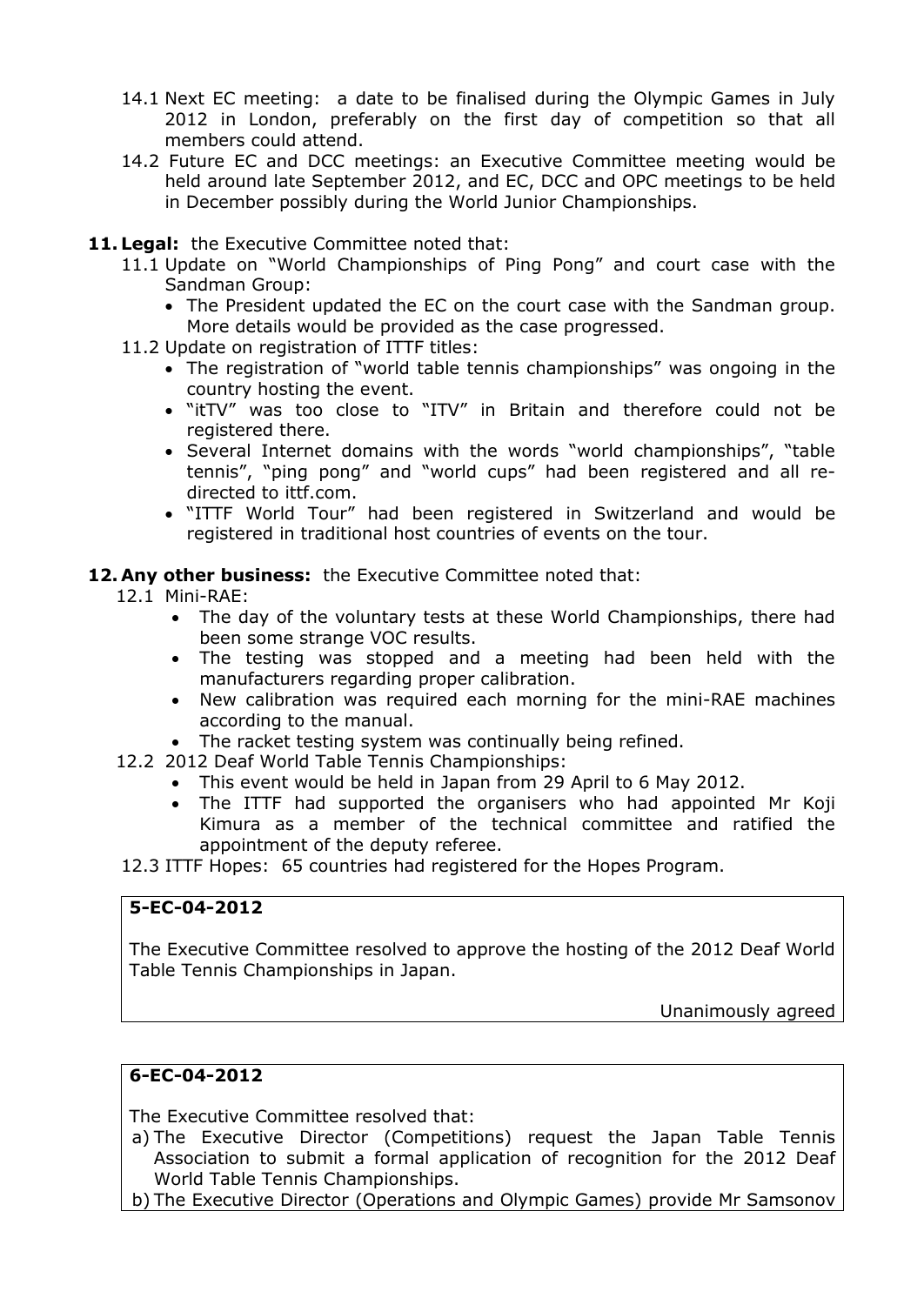14.1 Next EC meeting: a date to be finalised during the Olympic Games in July 2012 in London, preferably on the first day of competition so that all members could attend.

14.2 Future EC and DCC meetings: an Executive Committee meeting would be held around late September 2012, and EC, DCC and OPC meetings to be held in December possibly during the World Junior Championships.

**11. Legal:** the Executive Committee noted that:

11.1 Update on "World Championships of Ping Pong" and court case with the Sandman Group:

- The President updated the EC on the court case with the Sandman group. More details would be provided as the case progressed.

11.2 Update on registration of ITTF titles:

- The registration of "world table tennis championships" was ongoing in the country hosting the event.
- "itTV" was too close to "ITV" in Britain and therefore could not be registered there.
- Several Internet domains with the words "world championships", "table tennis", "ping pong" and "world cups" had been registered and all re-directed to ittf.com.
- "ITTF World Tour" had been registered in Switzerland and would be registered in traditional host countries of events on the tour.

**12. Any other business:** the Executive Committee noted that:

12.1 Mini-RAE:

- The day of the voluntary tests at these World Championships, there had been some strange VOC results.
- The testing was stopped and a meeting had been held with the manufacturers regarding proper calibration.
- New calibration was required each morning for the mini-RAE machines according to the manual.
- The racket testing system was continually being refined.

12.2 2012 Deaf World Table Tennis Championships:

- This event would be held in Japan from 29 April to 6 May 2012.
- The ITTF had supported the organisers who had appointed Mr Koji Kimura as a member of the technical committee and ratified the appointment of the deputy referee.

12.3 ITTF Hopes: 65 countries had registered for the Hopes Program.

**5-EC-04-2012**

The Executive Committee resolved to approve the hosting of the 2012 Deaf World Table Tennis Championships in Japan.

Unanimously agreed

**6-EC-04-2012**

The Executive Committee resolved that:

a) The Executive Director (Competitions) request the Japan Table Tennis Association to submit a formal application of recognition for the 2012 Deaf World Table Tennis Championships.

b) The Executive Director (Operations and Olympic Games) provide Mr Samsonov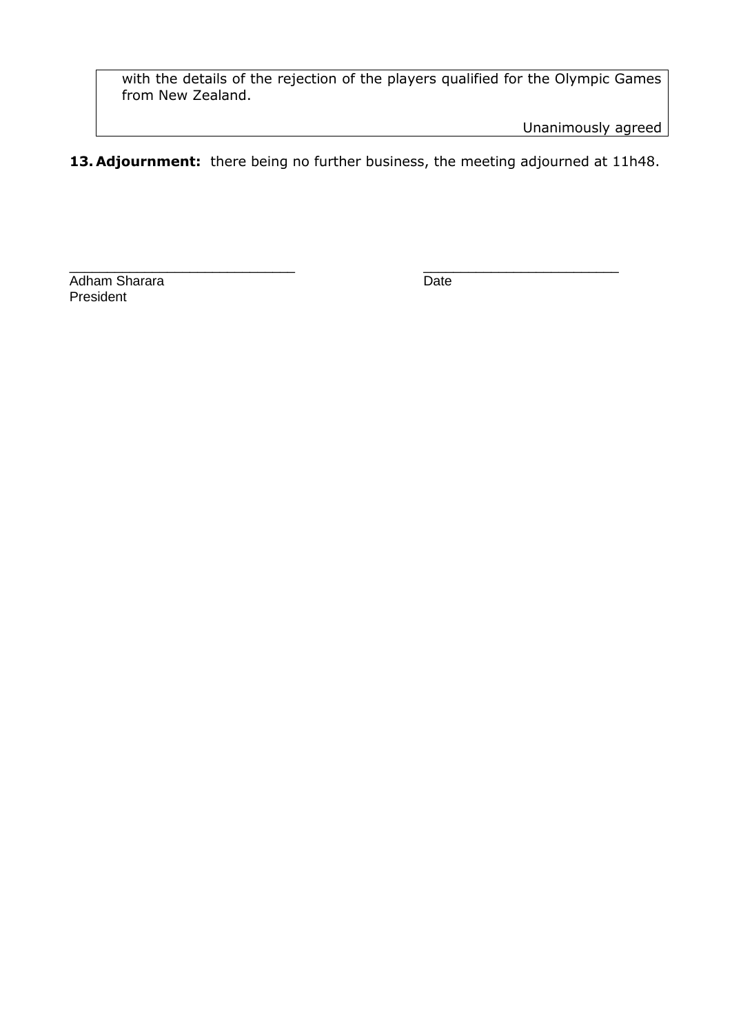with the details of the rejection of the players qualified for the Olympic Games from New Zealand.

Unanimously agreed

**13. Adjournment:** there being no further business, the meeting adjourned at 11h48.

\_\_\_\_\_\_\_\_\_\_\_\_\_\_\_\_\_\_\_\_\_\_\_\_\_\_\_\_ \_\_\_\_\_\_\_\_\_\_\_\_\_\_\_\_\_\_\_\_\_\_\_\_\_\_\_\_

Adham Sharara
President

Date